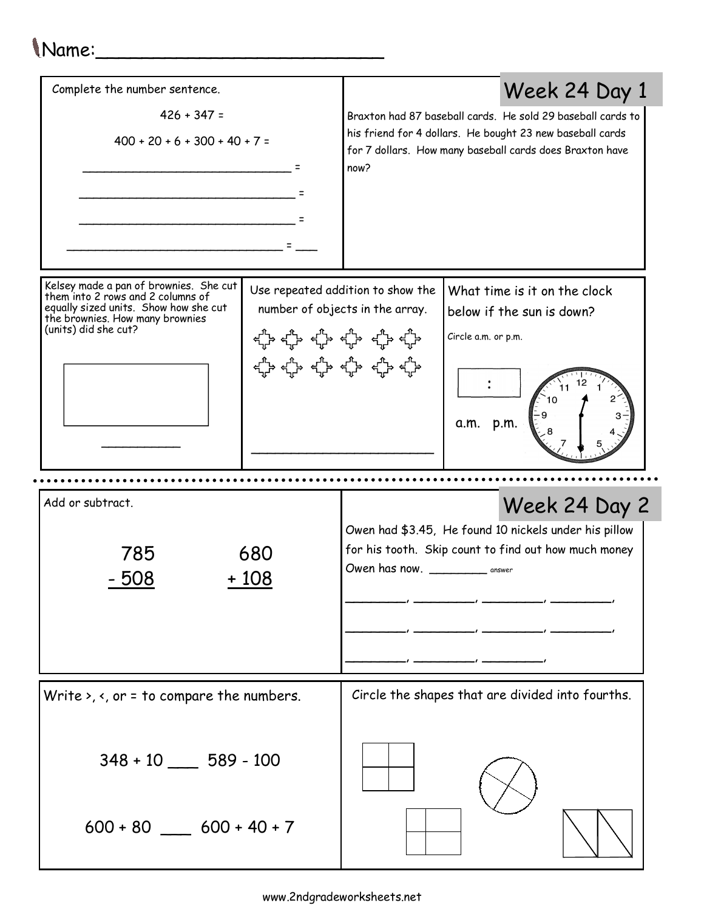Name:___________________________

## Week 24 Day 1

Complete the number sentence.

426 + 347 =

400 + 20 + 6 + 300 + 40 + 7 =

______________________________ =

______________________________ =

______________________________ =

______________________________ = ___

Braxton had 87 baseball cards. He sold 29 baseball cards to his friend for 4 dollars. He bought 23 new baseball cards for 7 dollars. How many baseball cards does Braxton have now?

Kelsey made a pan of brownies. She cut them into 2 rows and 2 columns of equally sized units. Show how she cut the brownies. How many brownies (units) did she cut?

__________

Use repeated addition to show the number of objects in the array.

________________________

What time is it on the clock below if the sun is down?

Circle a.m. or p.m.

:

a.m. p.m.

## Week 24 Day 2

Add or subtract.

```
  785      680
- 508    + 108
```

Owen had $3.45, He found 10 nickels under his pillow for his tooth. Skip count to find out how much money Owen has now. ________ answer

________, ________, ________, ________,

________, ________, ________, ________,

________, ________, ________,

Write >, <, or = to compare the numbers.

348 + 10 ___ 589 - 100

600 + 80 ___ 600 + 40 + 7

Circle the shapes that are divided into fourths.

www.2ndgradeworksheets.net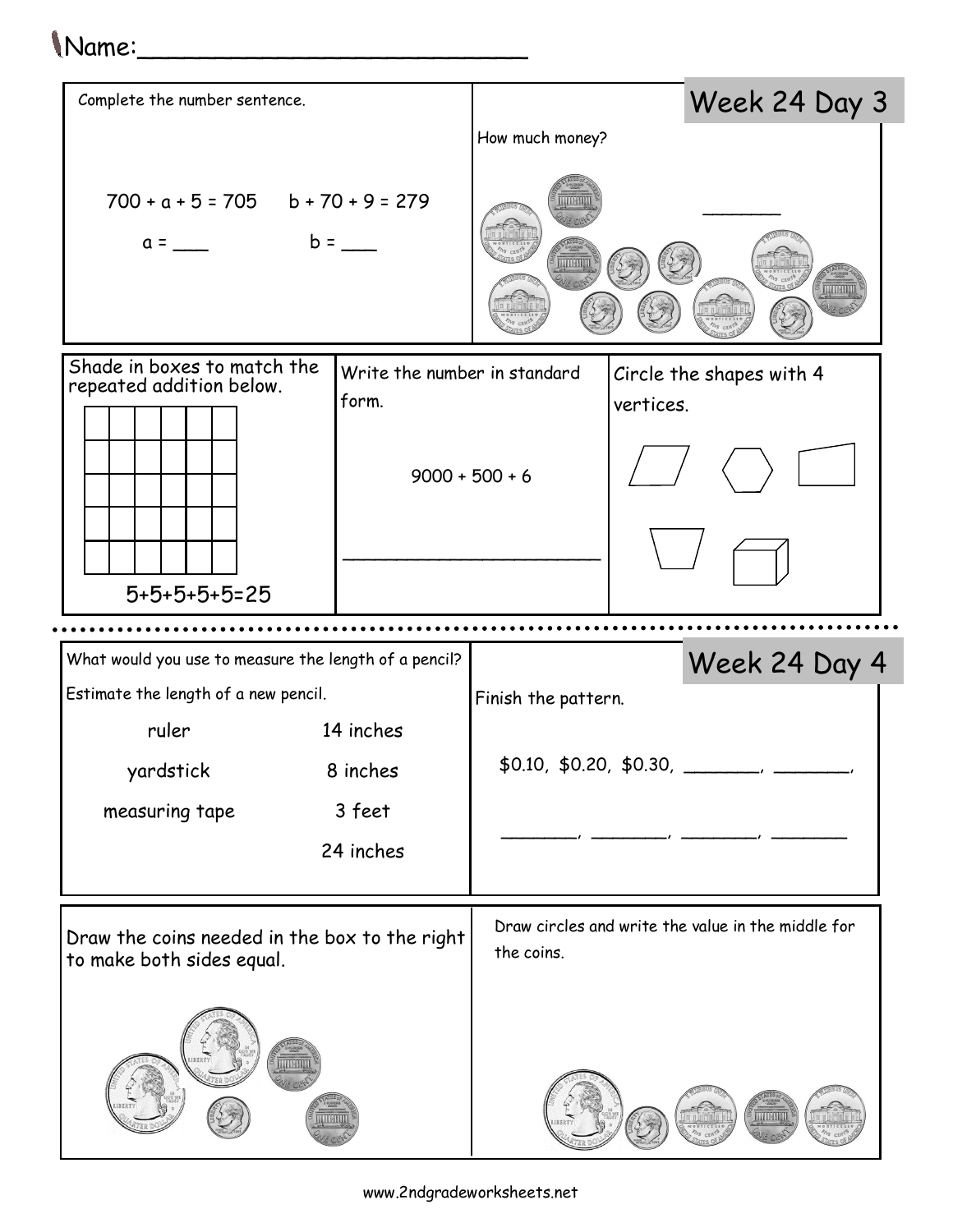Name:\_\_\_\_\_\_\_\_\_\_\_\_\_\_\_\_\_\_\_\_\_\_\_\_\_\_

## Week 24 Day 3

Complete the number sentence.

$700 + a + 5 = 705$ $b + 70 + 9 = 279$

a = \_\_\_ b = \_\_\_

How much money?

\_\_\_\_\_\_\_

Shade in boxes to match the repeated addition below.

5+5+5+5+5=25

Write the number in standard form.

9000 + 500 + 6

\_\_\_\_\_\_\_\_\_\_\_\_\_\_\_\_\_\_\_\_\_\_\_\_

Circle the shapes with 4 vertices.

## Week 24 Day 4

What would you use to measure the length of a pencil?

Estimate the length of a new pencil.

| | |
|---|---|
| ruler | 14 inches |
| yardstick | 8 inches |
| measuring tape | 3 feet |
| | 24 inches |

Finish the pattern.

$0.10, $0.20, $0.30, \_\_\_\_\_\_\_, \_\_\_\_\_\_\_,

\_\_\_\_\_\_\_, \_\_\_\_\_\_\_, \_\_\_\_\_\_\_, \_\_\_\_\_\_\_

Draw the coins needed in the box to the right to make both sides equal.

Draw circles and write the value in the middle for the coins.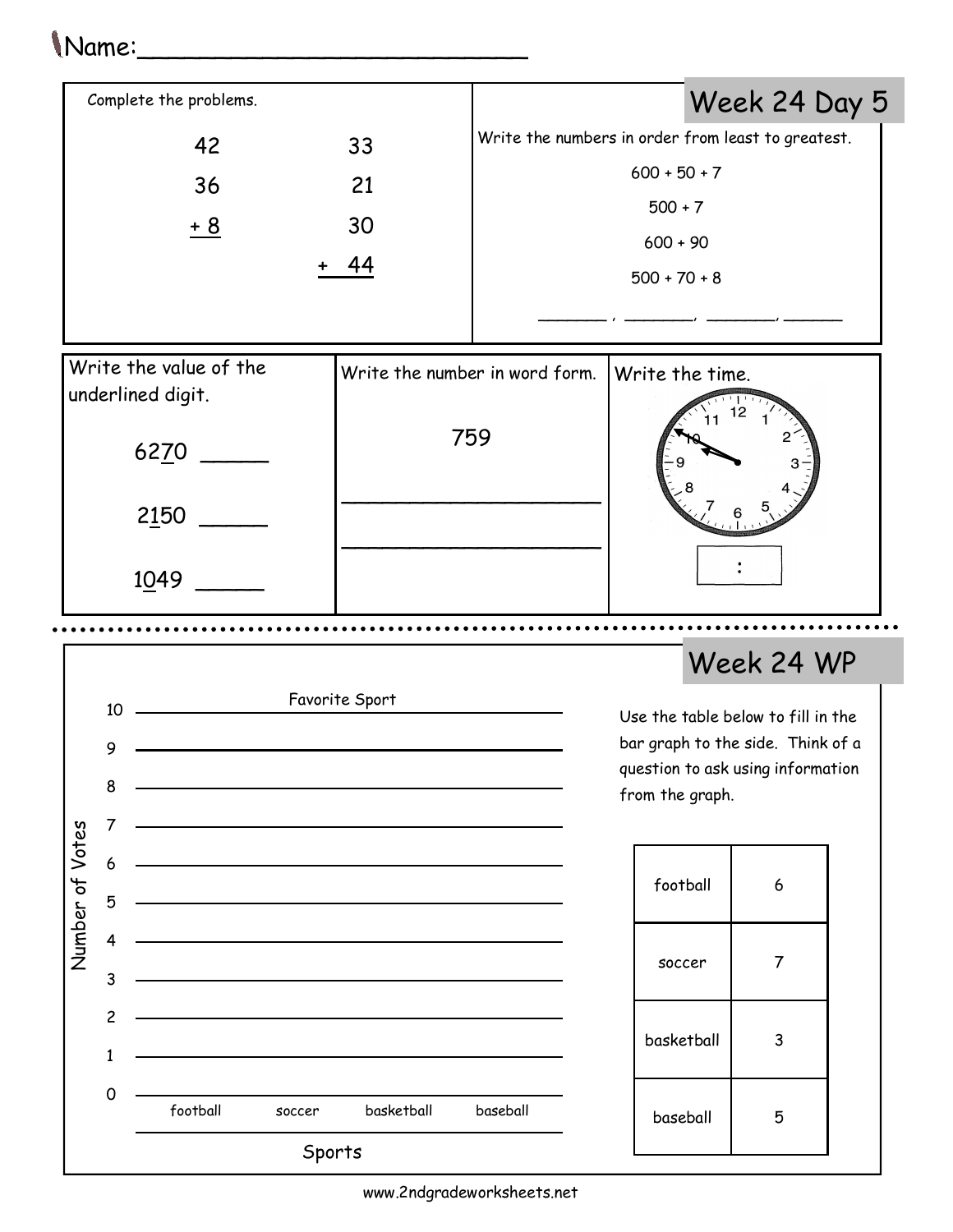Name:___________________________

## Week 24 Day 5

Complete the problems.

```
  42        33
  36        21
+  8        30
         +  44
```

Write the numbers in order from least to greatest.

600 + 50 + 7

500 + 7

600 + 90

500 + 70 + 8

________ , ________, ________, ________

Write the value of the underlined digit.

62<u>7</u>0 _____

2<u>1</u>50 _____

1<u>0</u>49 _____

Write the number in word form.

759

______________________

______________________

Write the time.

12, 1, 2, 3, 4, 5, 6, 7, 8, 9, 10, 11

:

## Week 24 WP

Favorite Sport

Number of Votes

10
9
8
7
6
5
4
3
2
1
0

football soccer basketball baseball

Sports

Use the table below to fill in the bar graph to the side. Think of a question to ask using information from the graph.

| | |
|---|---|
| football | 6 |
| soccer | 7 |
| basketball | 3 |
| baseball | 5 |

www.2ndgradeworksheets.net